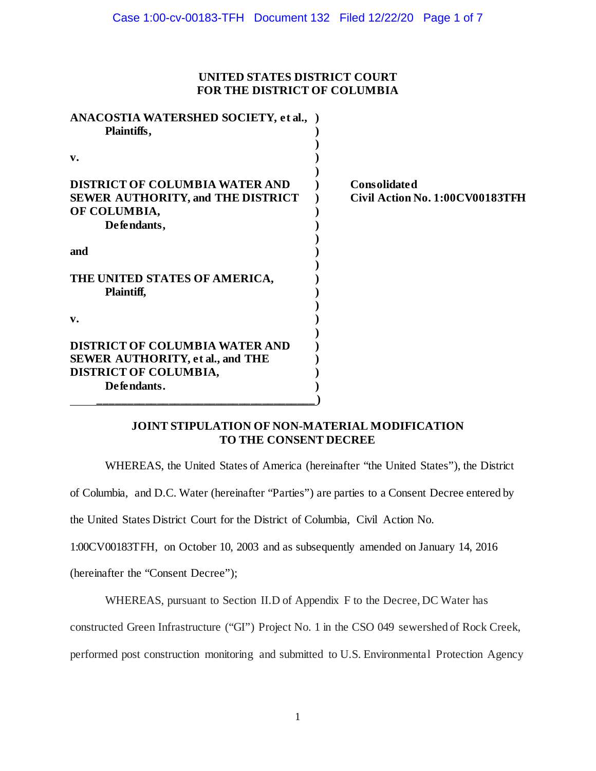**UNITED STATES DISTRICT COURT**
**FOR THE DISTRICT OF COLUMBIA**

| | |
|---|---|
| **ANACOSTIA WATERSHED SOCIETY, et al.,** **Plaintiffs,** **v.** **DISTRICT OF COLUMBIA WATER AND SEWER AUTHORITY, and THE DISTRICT OF COLUMBIA,** **Defendants,** **and** **THE UNITED STATES OF AMERICA,** **Plaintiff,** **v.** **DISTRICT OF COLUMBIA WATER AND SEWER AUTHORITY, et al., and THE DISTRICT OF COLUMBIA,** **Defendants.** | **Consolidated** **Civil Action No. 1:00CV00183TFH** |

## JOINT STIPULATION OF NON-MATERIAL MODIFICATION TO THE CONSENT DECREE

WHEREAS, the United States of America (hereinafter "the United States"), the District of Columbia, and D.C. Water (hereinafter "Parties") are parties to a Consent Decree entered by the United States District Court for the District of Columbia, Civil Action No. 1:00CV00183TFH, on October 10, 2003 and as subsequently amended on January 14, 2016 (hereinafter the "Consent Decree");

WHEREAS, pursuant to Section II.D of Appendix F to the Decree, DC Water has constructed Green Infrastructure ("GI") Project No. 1 in the CSO 049 sewershed of Rock Creek, performed post construction monitoring and submitted to U.S. Environmental Protection Agency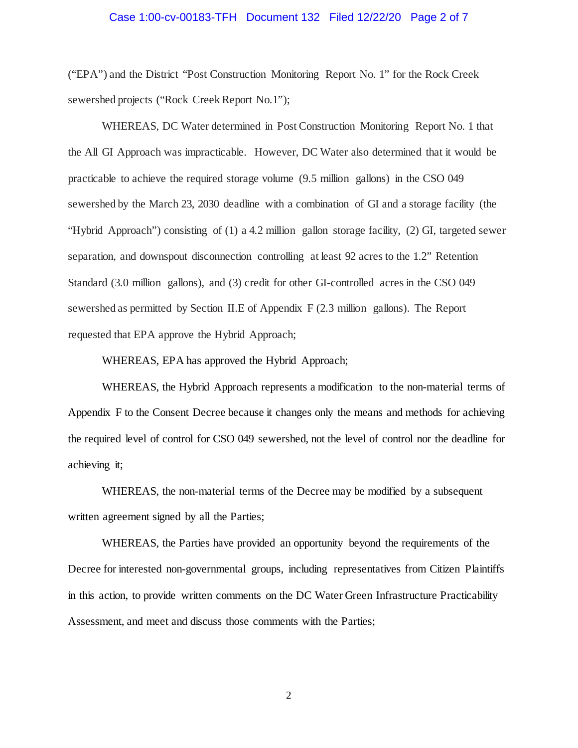("EPA") and the District "Post Construction Monitoring Report No. 1" for the Rock Creek sewershed projects ("Rock Creek Report No.1");

WHEREAS, DC Water determined in Post Construction Monitoring Report No. 1 that the All GI Approach was impracticable. However, DC Water also determined that it would be practicable to achieve the required storage volume (9.5 million gallons) in the CSO 049 sewershed by the March 23, 2030 deadline with a combination of GI and a storage facility (the "Hybrid Approach") consisting of (1) a 4.2 million gallon storage facility, (2) GI, targeted sewer separation, and downspout disconnection controlling at least 92 acres to the 1.2" Retention Standard (3.0 million gallons), and (3) credit for other GI-controlled acres in the CSO 049 sewershed as permitted by Section II.E of Appendix F (2.3 million gallons). The Report requested that EPA approve the Hybrid Approach;

WHEREAS, EPA has approved the Hybrid Approach;

WHEREAS, the Hybrid Approach represents a modification to the non-material terms of Appendix F to the Consent Decree because it changes only the means and methods for achieving the required level of control for CSO 049 sewershed, not the level of control nor the deadline for achieving it;

WHEREAS, the non-material terms of the Decree may be modified by a subsequent written agreement signed by all the Parties;

WHEREAS, the Parties have provided an opportunity beyond the requirements of the Decree for interested non-governmental groups, including representatives from Citizen Plaintiffs in this action, to provide written comments on the DC Water Green Infrastructure Practicability Assessment, and meet and discuss those comments with the Parties;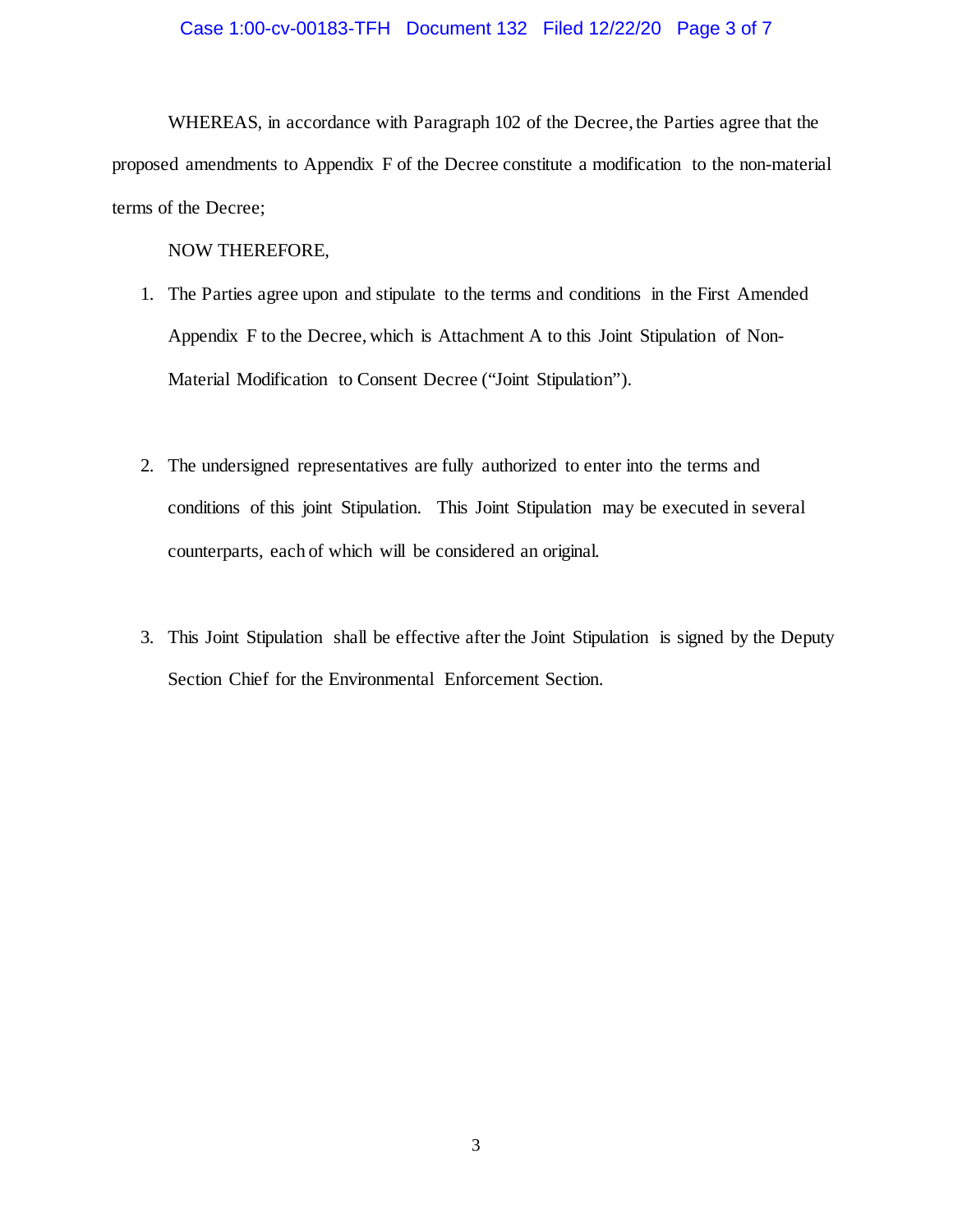WHEREAS, in accordance with Paragraph 102 of the Decree, the Parties agree that the proposed amendments to Appendix F of the Decree constitute a modification to the non-material terms of the Decree;

NOW THEREFORE,

1. The Parties agree upon and stipulate to the terms and conditions in the First Amended Appendix F to the Decree, which is Attachment A to this Joint Stipulation of Non-Material Modification to Consent Decree ("Joint Stipulation").

2. The undersigned representatives are fully authorized to enter into the terms and conditions of this joint Stipulation. This Joint Stipulation may be executed in several counterparts, each of which will be considered an original.

3. This Joint Stipulation shall be effective after the Joint Stipulation is signed by the Deputy Section Chief for the Environmental Enforcement Section.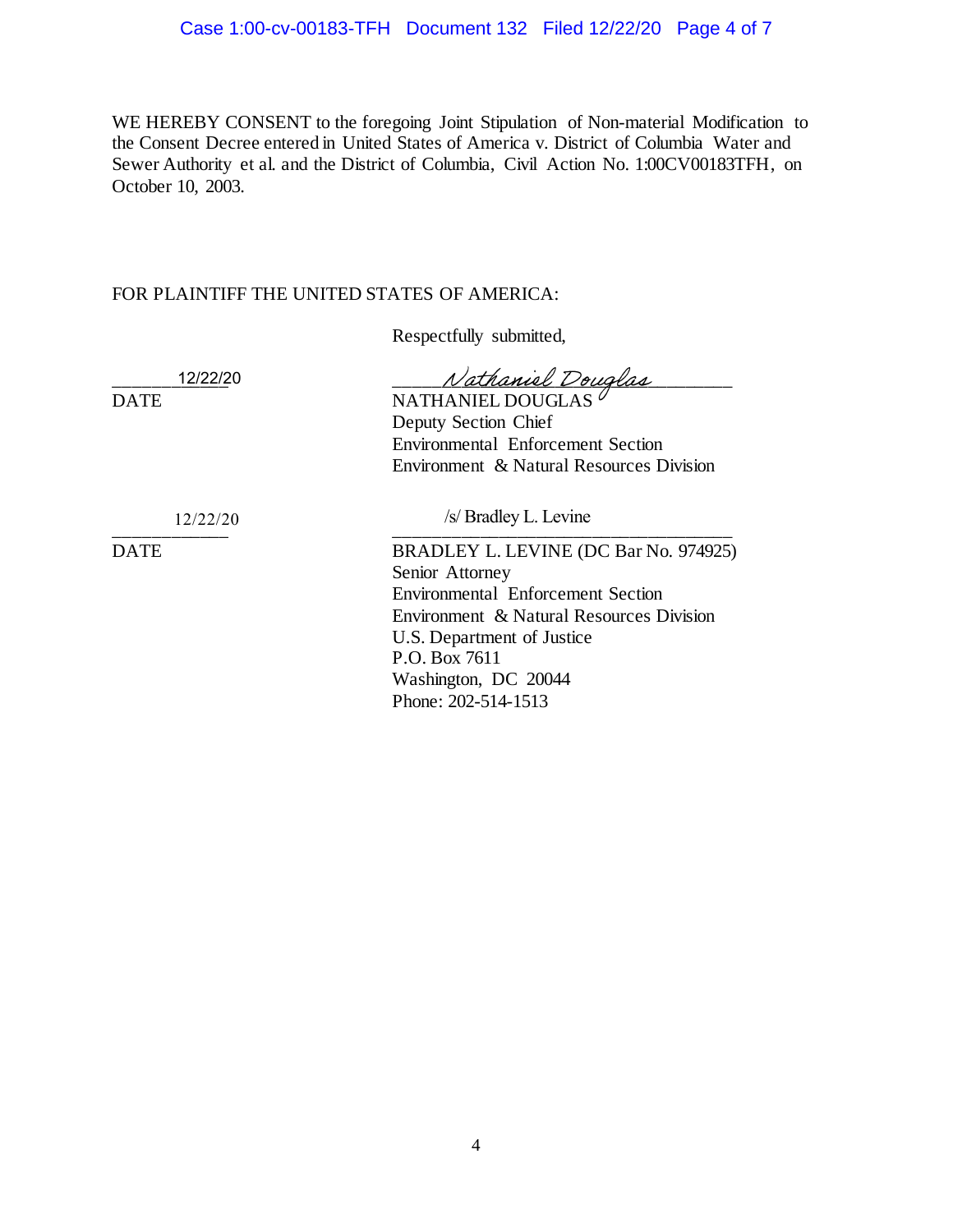WE HEREBY CONSENT to the foregoing Joint Stipulation of Non-material Modification to the Consent Decree entered in United States of America v. District of Columbia Water and Sewer Authority et al. and the District of Columbia, Civil Action No. 1:00CV00183TFH, on October 10, 2003.

FOR PLAINTIFF THE UNITED STATES OF AMERICA:

Respectfully submitted,

12/22/20
DATE

*Nathaniel Douglas*
NATHANIEL DOUGLAS
Deputy Section Chief
Environmental Enforcement Section
Environment & Natural Resources Division

12/22/20
DATE

/s/ Bradley L. Levine
BRADLEY L. LEVINE (DC Bar No. 974925)
Senior Attorney
Environmental Enforcement Section
Environment & Natural Resources Division
U.S. Department of Justice
P.O. Box 7611
Washington, DC 20044
Phone: 202-514-1513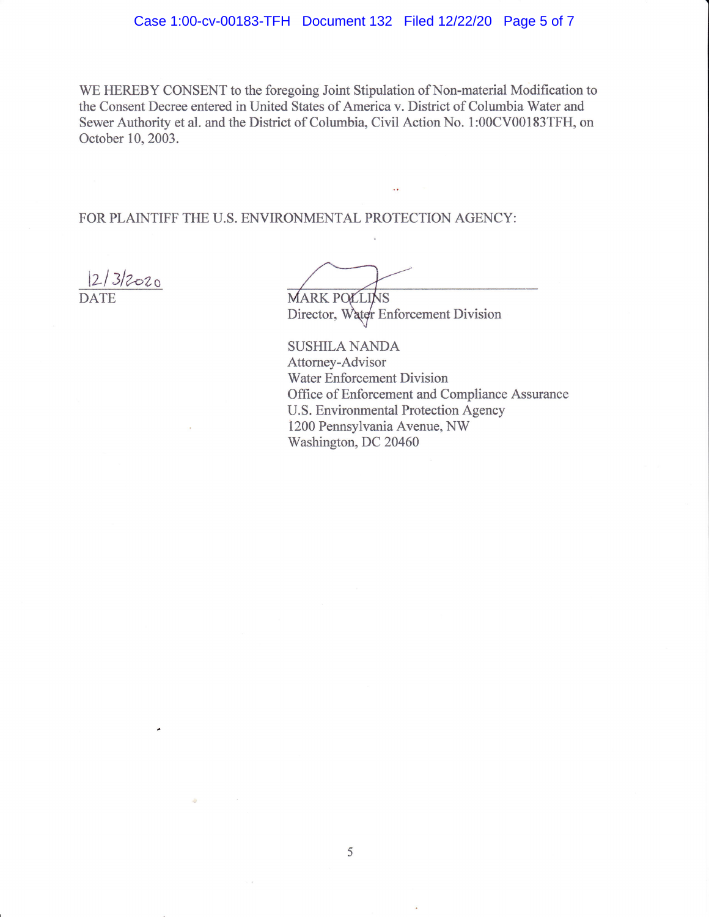WE HEREBY CONSENT to the foregoing Joint Stipulation of Non-material Modification to the Consent Decree entered in United States of America v. District of Columbia Water and Sewer Authority et al. and the District of Columbia, Civil Action No. 1:00CV00183TFH, on October 10, 2003.

FOR PLAINTIFF THE U.S. ENVIRONMENTAL PROTECTION AGENCY:

12/3/2020
DATE

MARK POLLINS
Director, Water Enforcement Division

SUSHILA NANDA
Attorney-Advisor
Water Enforcement Division
Office of Enforcement and Compliance Assurance
U.S. Environmental Protection Agency
1200 Pennsylvania Avenue, NW
Washington, DC 20460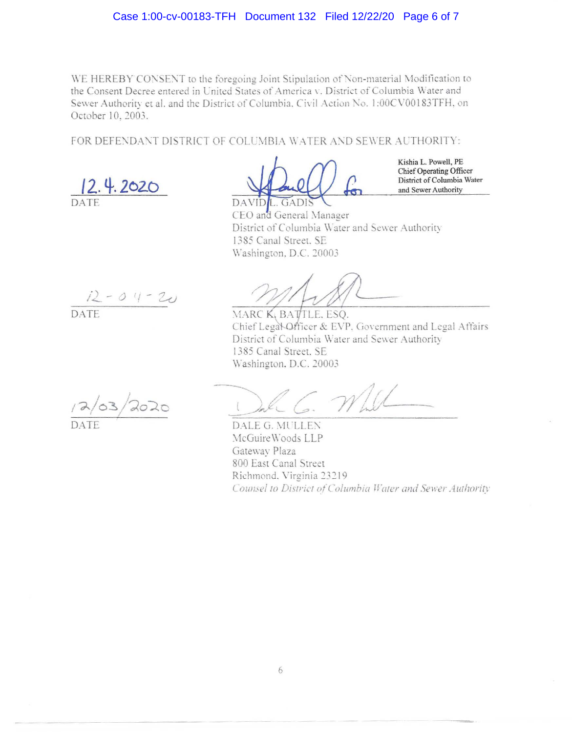WE HEREBY CONSENT to the foregoing Joint Stipulation of Non-material Modification to the Consent Decree entered in United States of America v. District of Columbia Water and Sewer Authority et al. and the District of Columbia, Civil Action No. 1:00CV00183TFH, on October 10, 2003.

FOR DEFENDANT DISTRICT OF COLUMBIA WATER AND SEWER AUTHORITY:

12.4.2020
DATE

Kishia L. Powell, PE
Chief Operating Officer
District of Columbia Water and Sewer Authority

for

DAVID L. GADIS
CEO and General Manager
District of Columbia Water and Sewer Authority
1385 Canal Street, SE
Washington, D.C. 20003

12-04-20
DATE

MARC K. BATTLE, ESQ.
Chief Legal Officer & EVP, Government and Legal Affairs
District of Columbia Water and Sewer Authority
1385 Canal Street, SE
Washington, D.C. 20003

12/03/2020
DATE

DALE G. MULLEN
McGuireWoods LLP
Gateway Plaza
800 East Canal Street
Richmond, Virginia 23219
*Counsel to District of Columbia Water and Sewer Authority*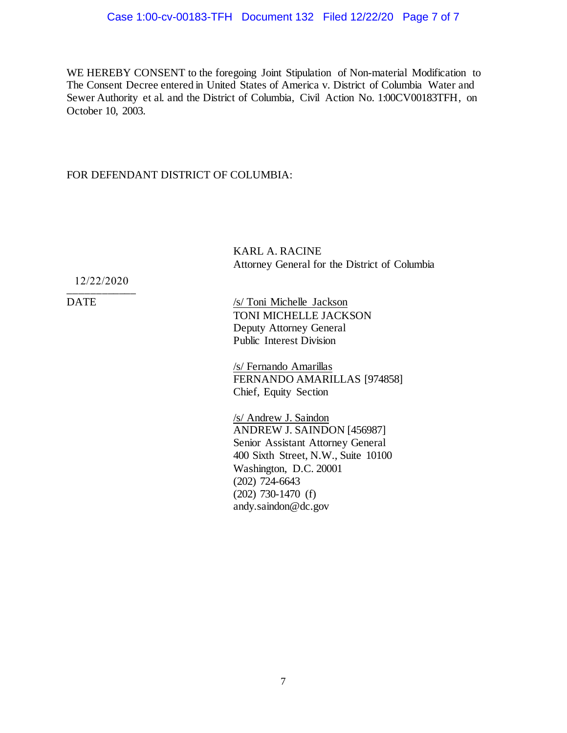WE HEREBY CONSENT to the foregoing Joint Stipulation of Non-material Modification to The Consent Decree entered in United States of America v. District of Columbia Water and Sewer Authority et al. and the District of Columbia, Civil Action No. 1:00CV00183TFH, on October 10, 2003.

FOR DEFENDANT DISTRICT OF COLUMBIA:

KARL A. RACINE
Attorney General for the District of Columbia

12/22/2020
\_\_\_\_\_\_\_\_\_\_\_\_
DATE

/s/ Toni Michelle Jackson
TONI MICHELLE JACKSON
Deputy Attorney General
Public Interest Division

/s/ Fernando Amarillas
FERNANDO AMARILLAS [974858]
Chief, Equity Section

/s/ Andrew J. Saindon
ANDREW J. SAINDON [456987]
Senior Assistant Attorney General
400 Sixth Street, N.W., Suite 10100
Washington, D.C. 20001
(202) 724-6643
(202) 730-1470 (f)
andy.saindon@dc.gov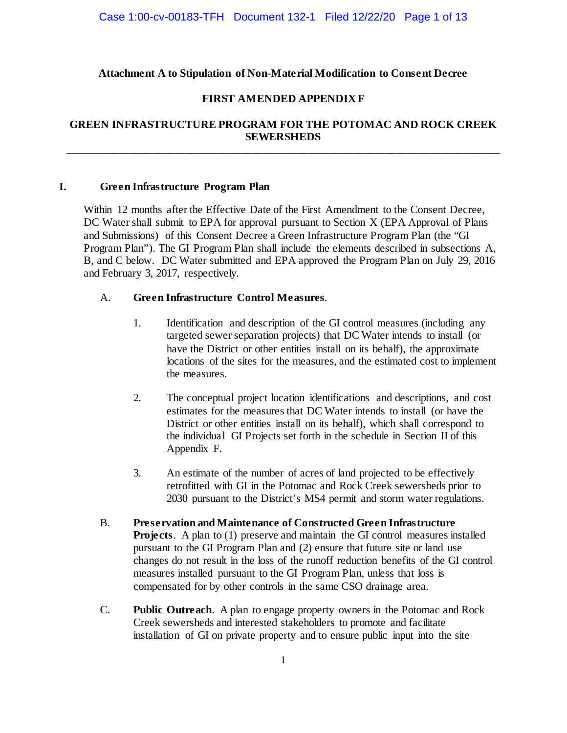**Attachment A to Stipulation of Non-Material Modification to Consent Decree**

**FIRST AMENDED APPENDIX F**

**GREEN INFRASTRUCTURE PROGRAM FOR THE POTOMAC AND ROCK CREEK SEWERSHEDS**

---

## I. Green Infrastructure Program Plan

Within 12 months after the Effective Date of the First Amendment to the Consent Decree, DC Water shall submit to EPA for approval pursuant to Section X (EPA Approval of Plans and Submissions) of this Consent Decree a Green Infrastructure Program Plan (the "GI Program Plan"). The GI Program Plan shall include the elements described in subsections A, B, and C below. DC Water submitted and EPA approved the Program Plan on July 29, 2016 and February 3, 2017, respectively.

A. **Green Infrastructure Control Measures**.

1. Identification and description of the GI control measures (including any targeted sewer separation projects) that DC Water intends to install (or have the District or other entities install on its behalf), the approximate locations of the sites for the measures, and the estimated cost to implement the measures.

2. The conceptual project location identifications and descriptions, and cost estimates for the measures that DC Water intends to install (or have the District or other entities install on its behalf), which shall correspond to the individual GI Projects set forth in the schedule in Section II of this Appendix F.

3. An estimate of the number of acres of land projected to be effectively retrofitted with GI in the Potomac and Rock Creek sewersheds prior to 2030 pursuant to the District's MS4 permit and storm water regulations.

B. **Preservation and Maintenance of Constructed Green Infrastructure Projects**. A plan to (1) preserve and maintain the GI control measures installed pursuant to the GI Program Plan and (2) ensure that future site or land use changes do not result in the loss of the runoff reduction benefits of the GI control measures installed pursuant to the GI Program Plan, unless that loss is compensated for by other controls in the same CSO drainage area.

C. **Public Outreach**. A plan to engage property owners in the Potomac and Rock Creek sewersheds and interested stakeholders to promote and facilitate installation of GI on private property and to ensure public input into the site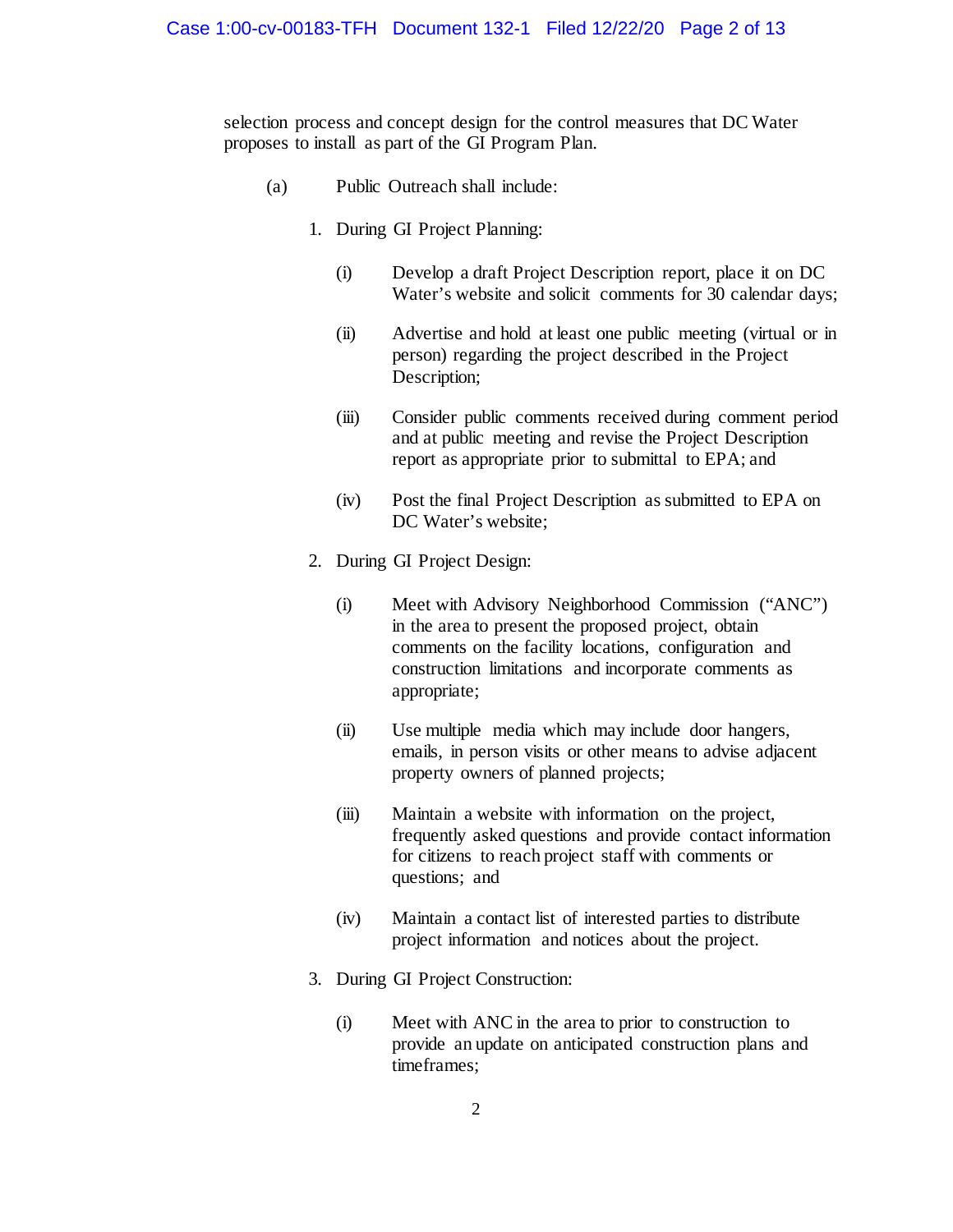selection process and concept design for the control measures that DC Water proposes to install as part of the GI Program Plan.

(a) Public Outreach shall include:

1. During GI Project Planning:

   (i) Develop a draft Project Description report, place it on DC Water's website and solicit comments for 30 calendar days;

   (ii) Advertise and hold at least one public meeting (virtual or in person) regarding the project described in the Project Description;

   (iii) Consider public comments received during comment period and at public meeting and revise the Project Description report as appropriate prior to submittal to EPA; and

   (iv) Post the final Project Description as submitted to EPA on DC Water's website;

2. During GI Project Design:

   (i) Meet with Advisory Neighborhood Commission ("ANC") in the area to present the proposed project, obtain comments on the facility locations, configuration and construction limitations and incorporate comments as appropriate;

   (ii) Use multiple media which may include door hangers, emails, in person visits or other means to advise adjacent property owners of planned projects;

   (iii) Maintain a website with information on the project, frequently asked questions and provide contact information for citizens to reach project staff with comments or questions; and

   (iv) Maintain a contact list of interested parties to distribute project information and notices about the project.

3. During GI Project Construction:

   (i) Meet with ANC in the area to prior to construction to provide an update on anticipated construction plans and timeframes;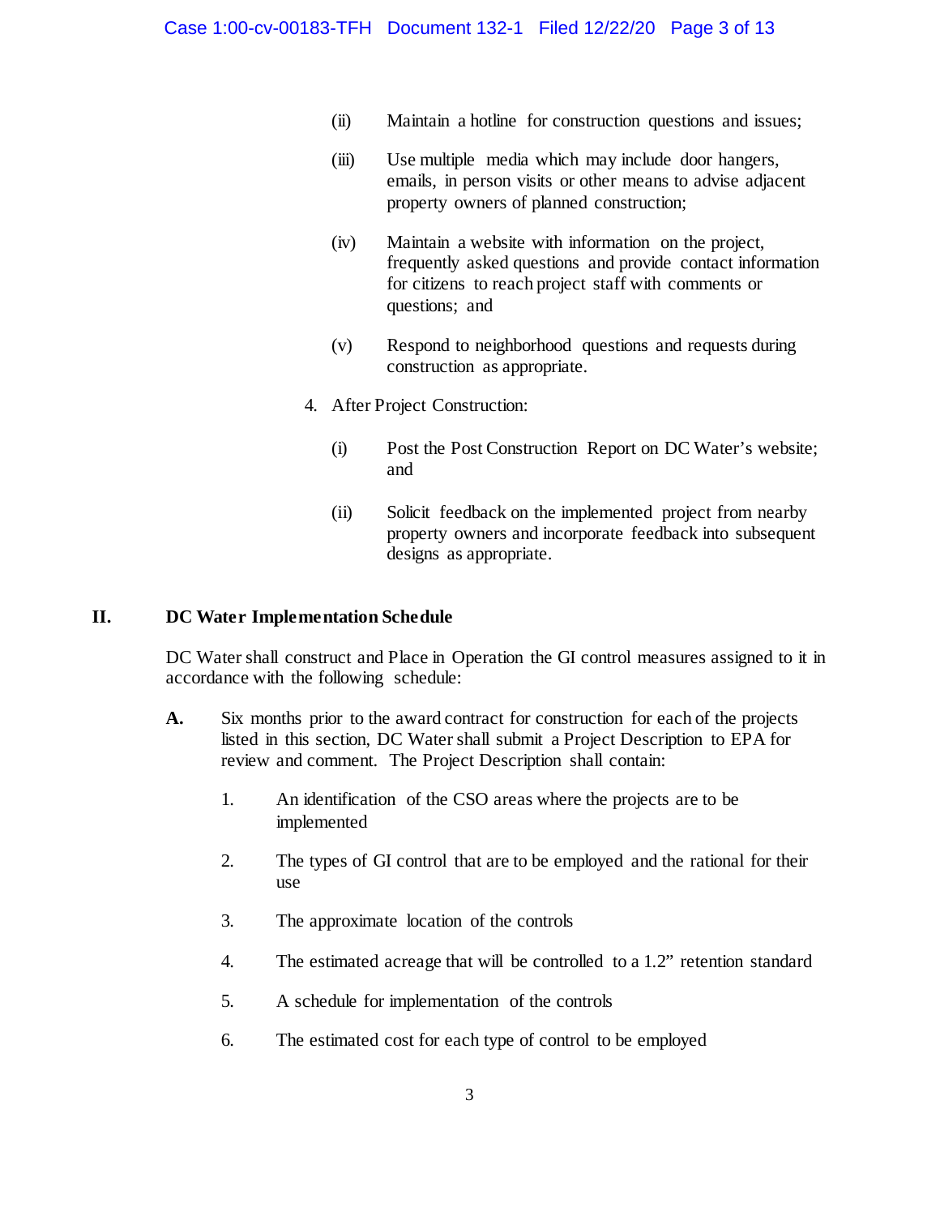(ii) Maintain a hotline for construction questions and issues;

(iii) Use multiple media which may include door hangers, emails, in person visits or other means to advise adjacent property owners of planned construction;

(iv) Maintain a website with information on the project, frequently asked questions and provide contact information for citizens to reach project staff with comments or questions; and

(v) Respond to neighborhood questions and requests during construction as appropriate.

4. After Project Construction:

(i) Post the Post Construction Report on DC Water's website; and

(ii) Solicit feedback on the implemented project from nearby property owners and incorporate feedback into subsequent designs as appropriate.

## II. DC Water Implementation Schedule

DC Water shall construct and Place in Operation the GI control measures assigned to it in accordance with the following schedule:

**A.** Six months prior to the award contract for construction for each of the projects listed in this section, DC Water shall submit a Project Description to EPA for review and comment. The Project Description shall contain:

1. An identification of the CSO areas where the projects are to be implemented
2. The types of GI control that are to be employed and the rational for their use
3. The approximate location of the controls
4. The estimated acreage that will be controlled to a 1.2" retention standard
5. A schedule for implementation of the controls
6. The estimated cost for each type of control to be employed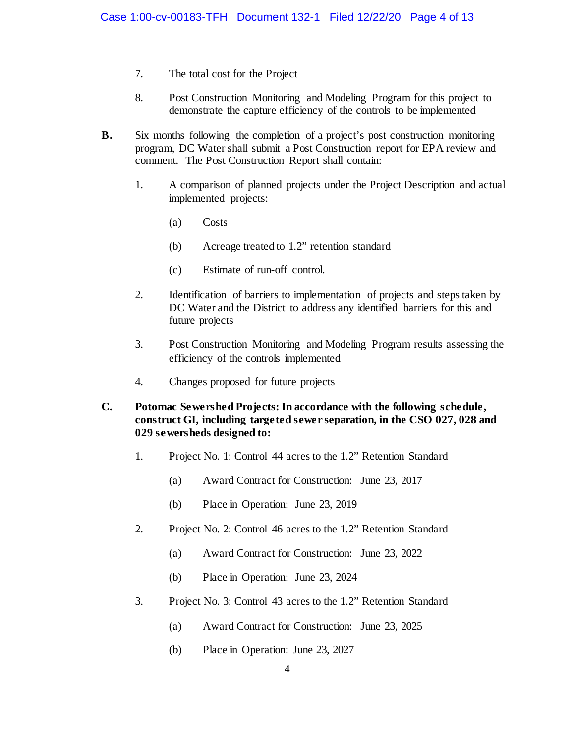7. The total cost for the Project

8. Post Construction Monitoring and Modeling Program for this project to demonstrate the capture efficiency of the controls to be implemented

**B.** Six months following the completion of a project's post construction monitoring program, DC Water shall submit a Post Construction report for EPA review and comment. The Post Construction Report shall contain:

1. A comparison of planned projects under the Project Description and actual implemented projects:

   (a) Costs

   (b) Acreage treated to 1.2" retention standard

   (c) Estimate of run-off control.

2. Identification of barriers to implementation of projects and steps taken by DC Water and the District to address any identified barriers for this and future projects

3. Post Construction Monitoring and Modeling Program results assessing the efficiency of the controls implemented

4. Changes proposed for future projects

**C. Potomac Sewershed Projects: In accordance with the following schedule, construct GI, including targeted sewer separation, in the CSO 027, 028 and 029 sewersheds designed to:**

1. Project No. 1: Control 44 acres to the 1.2" Retention Standard

   (a) Award Contract for Construction: June 23, 2017

   (b) Place in Operation: June 23, 2019

2. Project No. 2: Control 46 acres to the 1.2" Retention Standard

   (a) Award Contract for Construction: June 23, 2022

   (b) Place in Operation: June 23, 2024

3. Project No. 3: Control 43 acres to the 1.2" Retention Standard

   (a) Award Contract for Construction: June 23, 2025

   (b) Place in Operation: June 23, 2027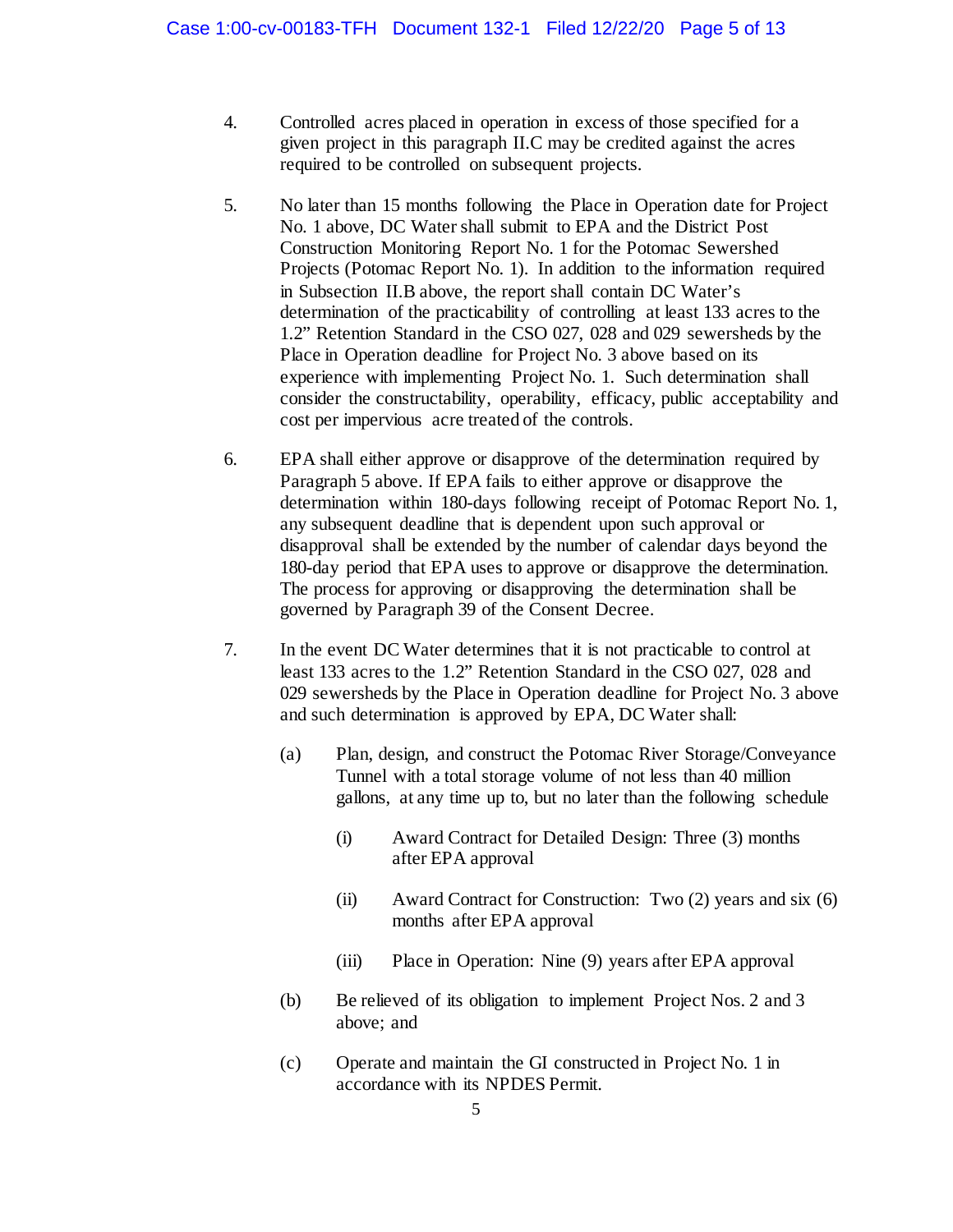4. Controlled acres placed in operation in excess of those specified for a given project in this paragraph II.C may be credited against the acres required to be controlled on subsequent projects.

5. No later than 15 months following the Place in Operation date for Project No. 1 above, DC Water shall submit to EPA and the District Post Construction Monitoring Report No. 1 for the Potomac Sewershed Projects (Potomac Report No. 1). In addition to the information required in Subsection II.B above, the report shall contain DC Water's determination of the practicability of controlling at least 133 acres to the 1.2" Retention Standard in the CSO 027, 028 and 029 sewersheds by the Place in Operation deadline for Project No. 3 above based on its experience with implementing Project No. 1. Such determination shall consider the constructability, operability, efficacy, public acceptability and cost per impervious acre treated of the controls.

6. EPA shall either approve or disapprove of the determination required by Paragraph 5 above. If EPA fails to either approve or disapprove the determination within 180-days following receipt of Potomac Report No. 1, any subsequent deadline that is dependent upon such approval or disapproval shall be extended by the number of calendar days beyond the 180-day period that EPA uses to approve or disapprove the determination. The process for approving or disapproving the determination shall be governed by Paragraph 39 of the Consent Decree.

7. In the event DC Water determines that it is not practicable to control at least 133 acres to the 1.2" Retention Standard in the CSO 027, 028 and 029 sewersheds by the Place in Operation deadline for Project No. 3 above and such determination is approved by EPA, DC Water shall:

   (a) Plan, design, and construct the Potomac River Storage/Conveyance Tunnel with a total storage volume of not less than 40 million gallons, at any time up to, but no later than the following schedule

      (i) Award Contract for Detailed Design: Three (3) months after EPA approval

      (ii) Award Contract for Construction: Two (2) years and six (6) months after EPA approval

      (iii) Place in Operation: Nine (9) years after EPA approval

   (b) Be relieved of its obligation to implement Project Nos. 2 and 3 above; and

   (c) Operate and maintain the GI constructed in Project No. 1 in accordance with its NPDES Permit.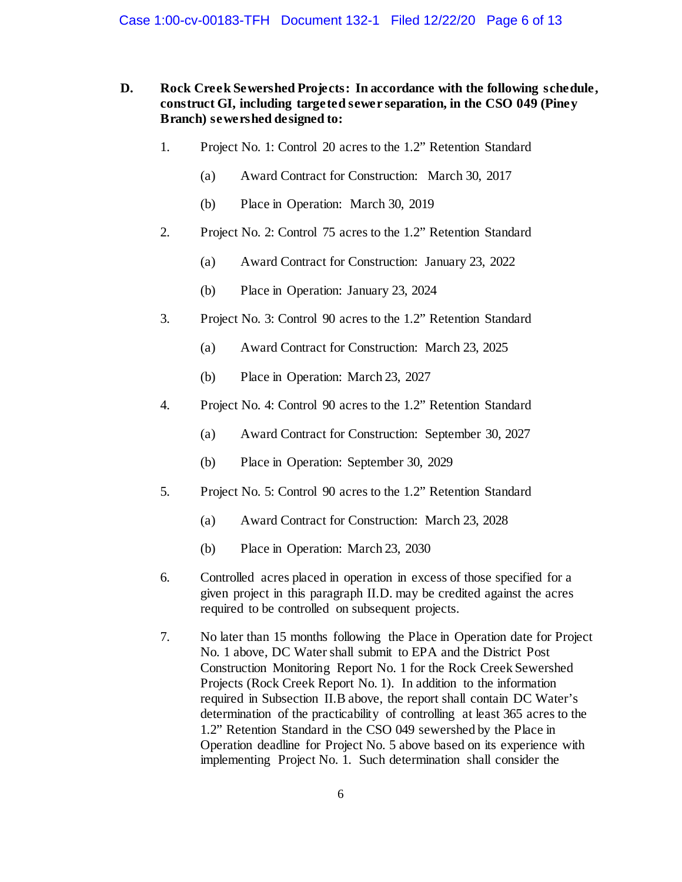**D. Rock Creek Sewershed Projects: In accordance with the following schedule, construct GI, including targeted sewer separation, in the CSO 049 (Piney Branch) sewershed designed to:**

1. Project No. 1: Control 20 acres to the 1.2" Retention Standard

   (a) Award Contract for Construction: March 30, 2017

   (b) Place in Operation: March 30, 2019

2. Project No. 2: Control 75 acres to the 1.2" Retention Standard

   (a) Award Contract for Construction: January 23, 2022

   (b) Place in Operation: January 23, 2024

3. Project No. 3: Control 90 acres to the 1.2" Retention Standard

   (a) Award Contract for Construction: March 23, 2025

   (b) Place in Operation: March 23, 2027

4. Project No. 4: Control 90 acres to the 1.2" Retention Standard

   (a) Award Contract for Construction: September 30, 2027

   (b) Place in Operation: September 30, 2029

5. Project No. 5: Control 90 acres to the 1.2" Retention Standard

   (a) Award Contract for Construction: March 23, 2028

   (b) Place in Operation: March 23, 2030

6. Controlled acres placed in operation in excess of those specified for a given project in this paragraph II.D. may be credited against the acres required to be controlled on subsequent projects.

7. No later than 15 months following the Place in Operation date for Project No. 1 above, DC Water shall submit to EPA and the District Post Construction Monitoring Report No. 1 for the Rock Creek Sewershed Projects (Rock Creek Report No. 1). In addition to the information required in Subsection II.B above, the report shall contain DC Water's determination of the practicability of controlling at least 365 acres to the 1.2" Retention Standard in the CSO 049 sewershed by the Place in Operation deadline for Project No. 5 above based on its experience with implementing Project No. 1. Such determination shall consider the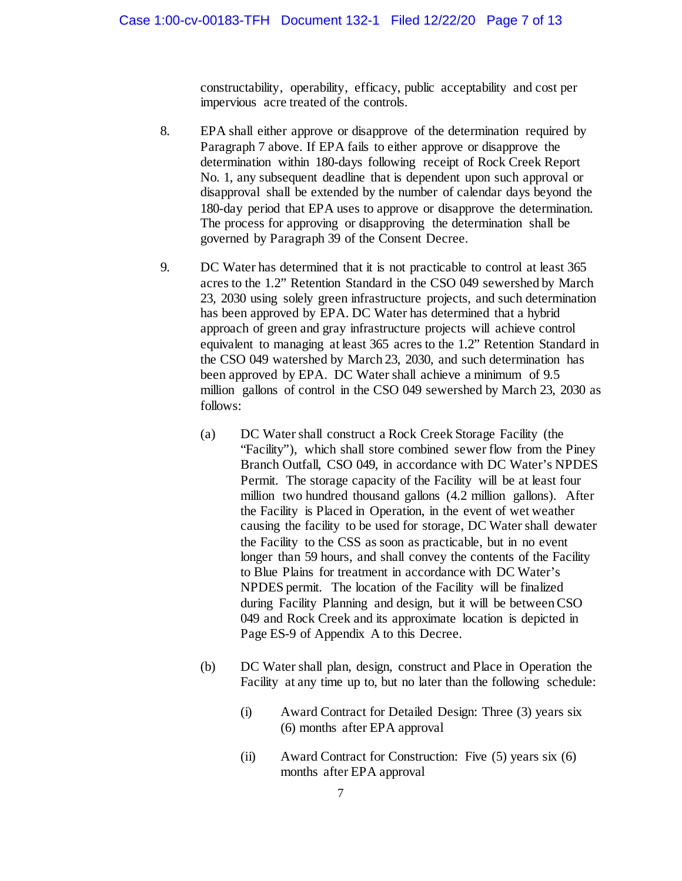constructability, operability, efficacy, public acceptability and cost per impervious acre treated of the controls.

8. EPA shall either approve or disapprove of the determination required by Paragraph 7 above. If EPA fails to either approve or disapprove the determination within 180-days following receipt of Rock Creek Report No. 1, any subsequent deadline that is dependent upon such approval or disapproval shall be extended by the number of calendar days beyond the 180-day period that EPA uses to approve or disapprove the determination. The process for approving or disapproving the determination shall be governed by Paragraph 39 of the Consent Decree.

9. DC Water has determined that it is not practicable to control at least 365 acres to the 1.2" Retention Standard in the CSO 049 sewershed by March 23, 2030 using solely green infrastructure projects, and such determination has been approved by EPA. DC Water has determined that a hybrid approach of green and gray infrastructure projects will achieve control equivalent to managing at least 365 acres to the 1.2" Retention Standard in the CSO 049 watershed by March 23, 2030, and such determination has been approved by EPA. DC Water shall achieve a minimum of 9.5 million gallons of control in the CSO 049 sewershed by March 23, 2030 as follows:

   (a) DC Water shall construct a Rock Creek Storage Facility (the "Facility"), which shall store combined sewer flow from the Piney Branch Outfall, CSO 049, in accordance with DC Water's NPDES Permit. The storage capacity of the Facility will be at least four million two hundred thousand gallons (4.2 million gallons). After the Facility is Placed in Operation, in the event of wet weather causing the facility to be used for storage, DC Water shall dewater the Facility to the CSS as soon as practicable, but in no event longer than 59 hours, and shall convey the contents of the Facility to Blue Plains for treatment in accordance with DC Water's NPDES permit. The location of the Facility will be finalized during Facility Planning and design, but it will be between CSO 049 and Rock Creek and its approximate location is depicted in Page ES-9 of Appendix A to this Decree.

   (b) DC Water shall plan, design, construct and Place in Operation the Facility at any time up to, but no later than the following schedule:

      (i) Award Contract for Detailed Design: Three (3) years six (6) months after EPA approval

      (ii) Award Contract for Construction: Five (5) years six (6) months after EPA approval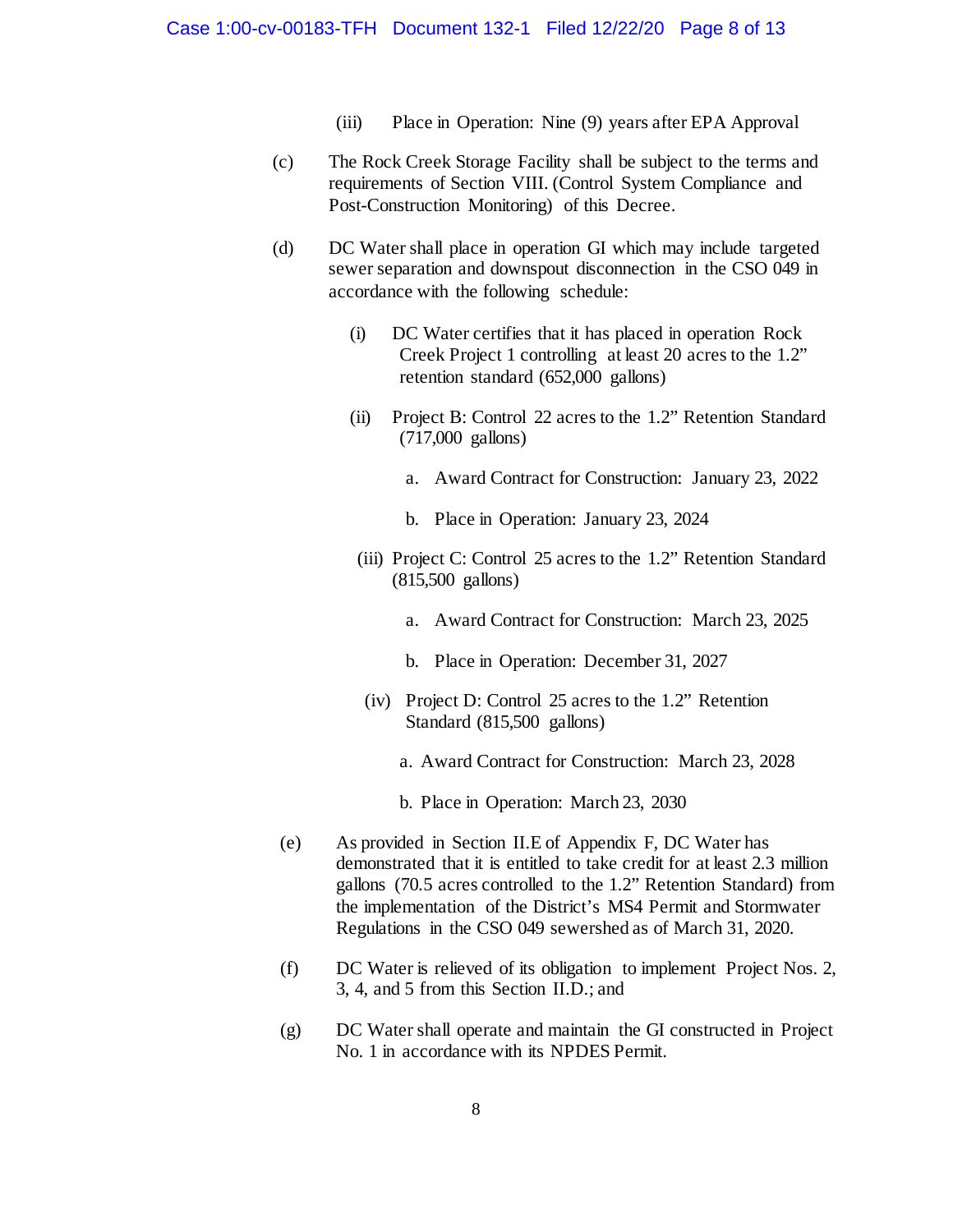(iii) Place in Operation: Nine (9) years after EPA Approval

(c) The Rock Creek Storage Facility shall be subject to the terms and requirements of Section VIII. (Control System Compliance and Post-Construction Monitoring) of this Decree.

(d) DC Water shall place in operation GI which may include targeted sewer separation and downspout disconnection in the CSO 049 in accordance with the following schedule:

(i) DC Water certifies that it has placed in operation Rock Creek Project 1 controlling at least 20 acres to the 1.2" retention standard (652,000 gallons)

(ii) Project B: Control 22 acres to the 1.2" Retention Standard (717,000 gallons)

a. Award Contract for Construction: January 23, 2022

b. Place in Operation: January 23, 2024

(iii) Project C: Control 25 acres to the 1.2" Retention Standard (815,500 gallons)

a. Award Contract for Construction: March 23, 2025

b. Place in Operation: December 31, 2027

(iv) Project D: Control 25 acres to the 1.2" Retention Standard (815,500 gallons)

a. Award Contract for Construction: March 23, 2028

b. Place in Operation: March 23, 2030

(e) As provided in Section II.E of Appendix F, DC Water has demonstrated that it is entitled to take credit for at least 2.3 million gallons (70.5 acres controlled to the 1.2" Retention Standard) from the implementation of the District's MS4 Permit and Stormwater Regulations in the CSO 049 sewershed as of March 31, 2020.

(f) DC Water is relieved of its obligation to implement Project Nos. 2, 3, 4, and 5 from this Section II.D.; and

(g) DC Water shall operate and maintain the GI constructed in Project No. 1 in accordance with its NPDES Permit.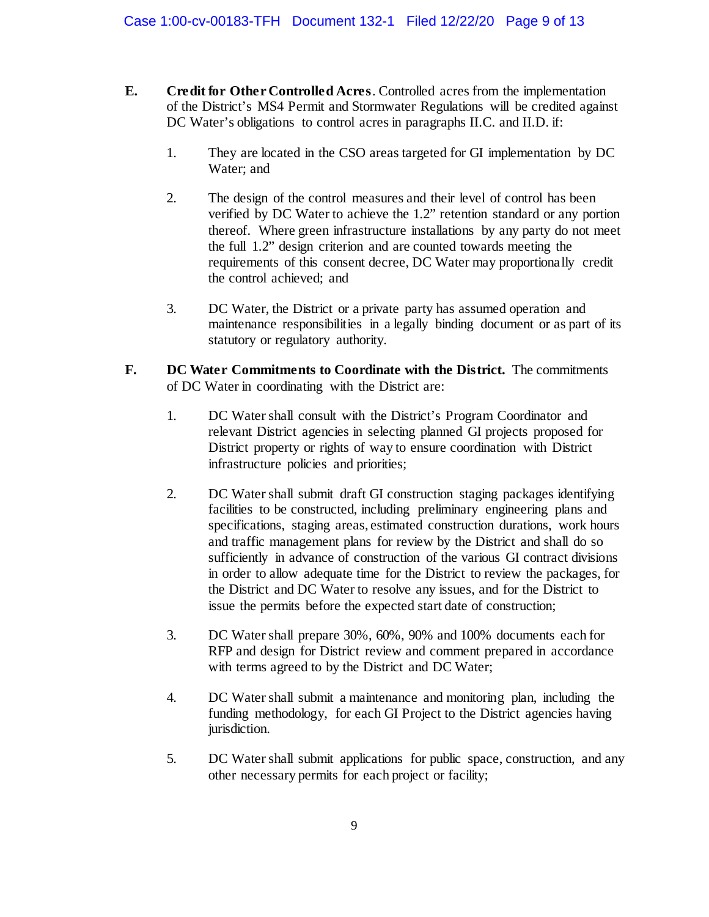**E. Credit for Other Controlled Acres**. Controlled acres from the implementation of the District's MS4 Permit and Stormwater Regulations will be credited against DC Water's obligations to control acres in paragraphs II.C. and II.D. if:

1. They are located in the CSO areas targeted for GI implementation by DC Water; and

2. The design of the control measures and their level of control has been verified by DC Water to achieve the 1.2" retention standard or any portion thereof. Where green infrastructure installations by any party do not meet the full 1.2" design criterion and are counted towards meeting the requirements of this consent decree, DC Water may proportionally credit the control achieved; and

3. DC Water, the District or a private party has assumed operation and maintenance responsibilities in a legally binding document or as part of its statutory or regulatory authority.

**F. DC Water Commitments to Coordinate with the District.** The commitments of DC Water in coordinating with the District are:

1. DC Water shall consult with the District's Program Coordinator and relevant District agencies in selecting planned GI projects proposed for District property or rights of way to ensure coordination with District infrastructure policies and priorities;

2. DC Water shall submit draft GI construction staging packages identifying facilities to be constructed, including preliminary engineering plans and specifications, staging areas, estimated construction durations, work hours and traffic management plans for review by the District and shall do so sufficiently in advance of construction of the various GI contract divisions in order to allow adequate time for the District to review the packages, for the District and DC Water to resolve any issues, and for the District to issue the permits before the expected start date of construction;

3. DC Water shall prepare 30%, 60%, 90% and 100% documents each for RFP and design for District review and comment prepared in accordance with terms agreed to by the District and DC Water;

4. DC Water shall submit a maintenance and monitoring plan, including the funding methodology, for each GI Project to the District agencies having jurisdiction.

5. DC Water shall submit applications for public space, construction, and any other necessary permits for each project or facility;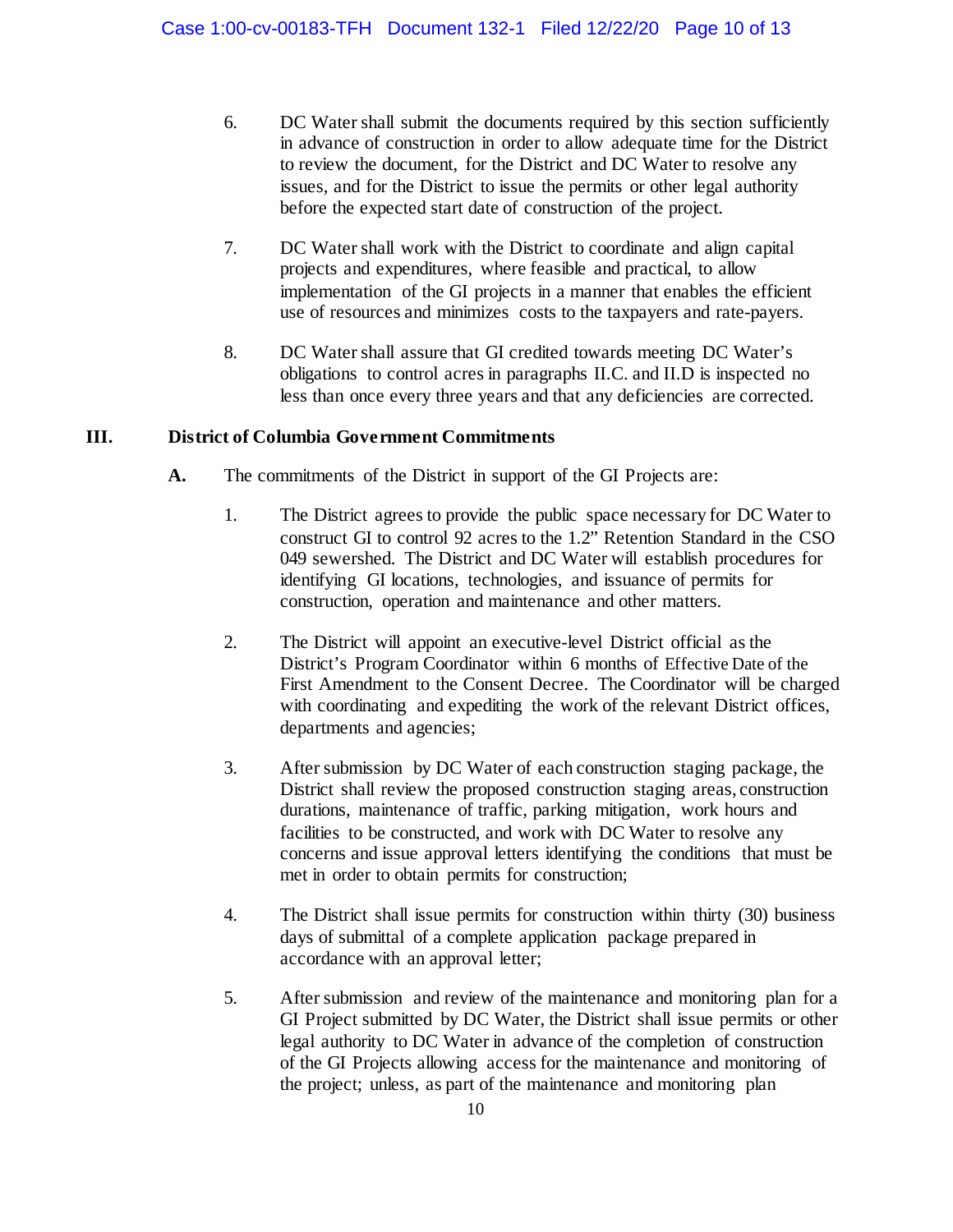6. DC Water shall submit the documents required by this section sufficiently in advance of construction in order to allow adequate time for the District to review the document, for the District and DC Water to resolve any issues, and for the District to issue the permits or other legal authority before the expected start date of construction of the project.

7. DC Water shall work with the District to coordinate and align capital projects and expenditures, where feasible and practical, to allow implementation of the GI projects in a manner that enables the efficient use of resources and minimizes costs to the taxpayers and rate-payers.

8. DC Water shall assure that GI credited towards meeting DC Water's obligations to control acres in paragraphs II.C. and II.D is inspected no less than once every three years and that any deficiencies are corrected.

## III. District of Columbia Government Commitments

**A.** The commitments of the District in support of the GI Projects are:

1. The District agrees to provide the public space necessary for DC Water to construct GI to control 92 acres to the 1.2" Retention Standard in the CSO 049 sewershed. The District and DC Water will establish procedures for identifying GI locations, technologies, and issuance of permits for construction, operation and maintenance and other matters.

2. The District will appoint an executive-level District official as the District's Program Coordinator within 6 months of Effective Date of the First Amendment to the Consent Decree. The Coordinator will be charged with coordinating and expediting the work of the relevant District offices, departments and agencies;

3. After submission by DC Water of each construction staging package, the District shall review the proposed construction staging areas, construction durations, maintenance of traffic, parking mitigation, work hours and facilities to be constructed, and work with DC Water to resolve any concerns and issue approval letters identifying the conditions that must be met in order to obtain permits for construction;

4. The District shall issue permits for construction within thirty (30) business days of submittal of a complete application package prepared in accordance with an approval letter;

5. After submission and review of the maintenance and monitoring plan for a GI Project submitted by DC Water, the District shall issue permits or other legal authority to DC Water in advance of the completion of construction of the GI Projects allowing access for the maintenance and monitoring of the project; unless, as part of the maintenance and monitoring plan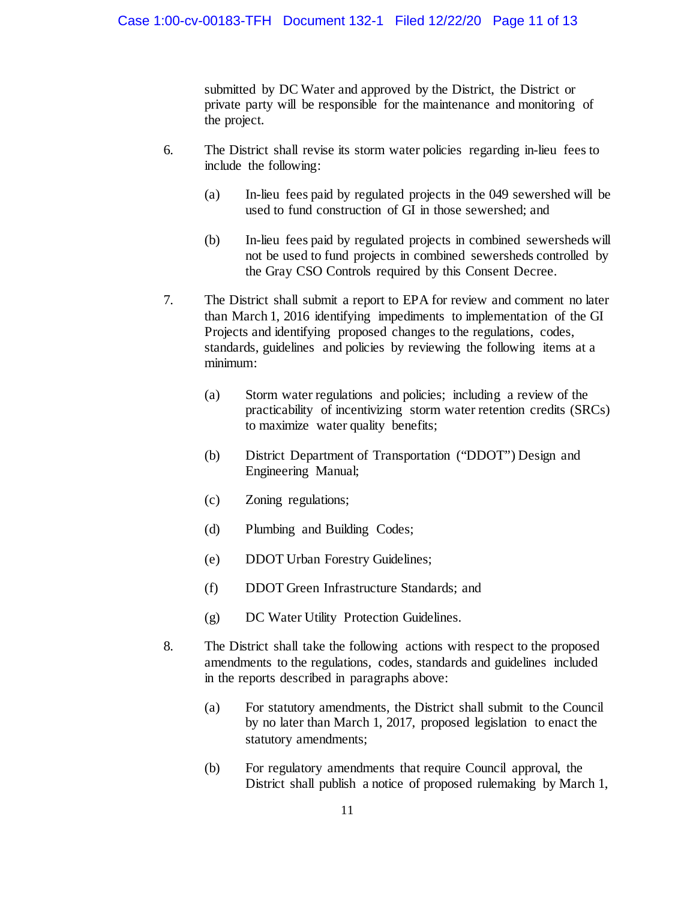submitted by DC Water and approved by the District, the District or private party will be responsible for the maintenance and monitoring of the project.

6. The District shall revise its storm water policies regarding in-lieu fees to include the following:

   (a) In-lieu fees paid by regulated projects in the 049 sewershed will be used to fund construction of GI in those sewershed; and

   (b) In-lieu fees paid by regulated projects in combined sewersheds will not be used to fund projects in combined sewersheds controlled by the Gray CSO Controls required by this Consent Decree.

7. The District shall submit a report to EPA for review and comment no later than March 1, 2016 identifying impediments to implementation of the GI Projects and identifying proposed changes to the regulations, codes, standards, guidelines and policies by reviewing the following items at a minimum:

   (a) Storm water regulations and policies; including a review of the practicability of incentivizing storm water retention credits (SRCs) to maximize water quality benefits;

   (b) District Department of Transportation ("DDOT") Design and Engineering Manual;

   (c) Zoning regulations;

   (d) Plumbing and Building Codes;

   (e) DDOT Urban Forestry Guidelines;

   (f) DDOT Green Infrastructure Standards; and

   (g) DC Water Utility Protection Guidelines.

8. The District shall take the following actions with respect to the proposed amendments to the regulations, codes, standards and guidelines included in the reports described in paragraphs above:

   (a) For statutory amendments, the District shall submit to the Council by no later than March 1, 2017, proposed legislation to enact the statutory amendments;

   (b) For regulatory amendments that require Council approval, the District shall publish a notice of proposed rulemaking by March 1,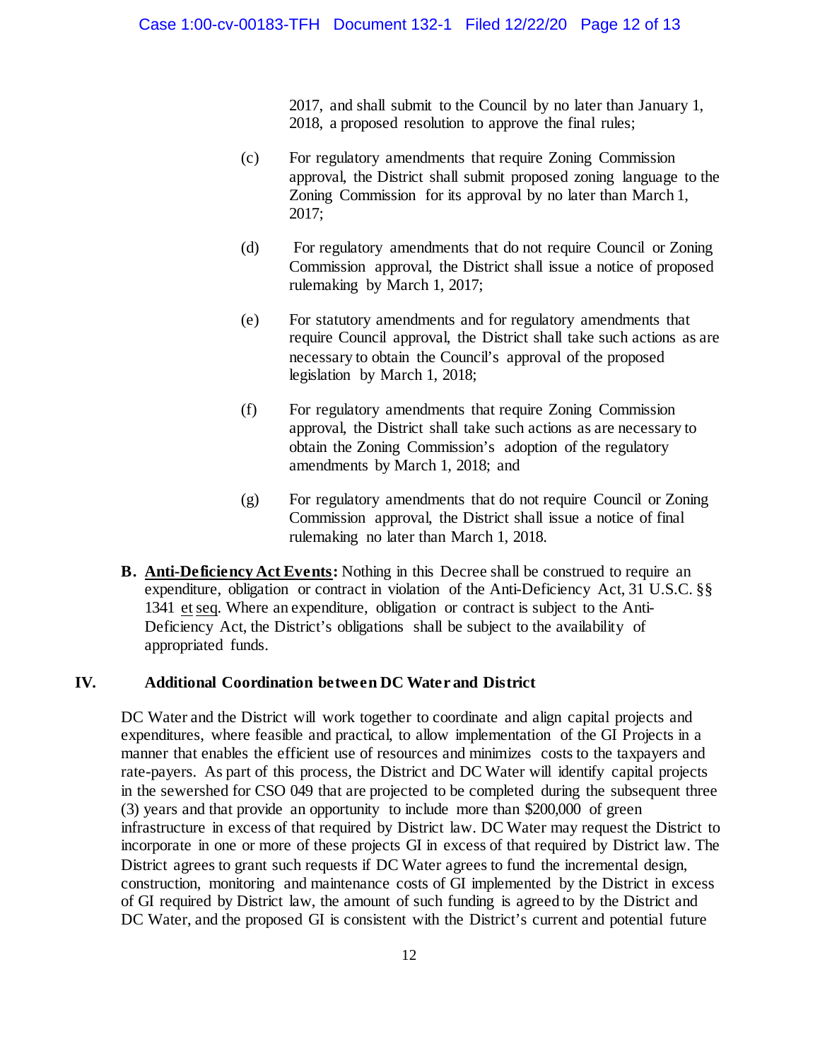2017, and shall submit to the Council by no later than January 1, 2018, a proposed resolution to approve the final rules;

(c) For regulatory amendments that require Zoning Commission approval, the District shall submit proposed zoning language to the Zoning Commission for its approval by no later than March 1, 2017;

(d) For regulatory amendments that do not require Council or Zoning Commission approval, the District shall issue a notice of proposed rulemaking by March 1, 2017;

(e) For statutory amendments and for regulatory amendments that require Council approval, the District shall take such actions as are necessary to obtain the Council's approval of the proposed legislation by March 1, 2018;

(f) For regulatory amendments that require Zoning Commission approval, the District shall take such actions as are necessary to obtain the Zoning Commission's adoption of the regulatory amendments by March 1, 2018; and

(g) For regulatory amendments that do not require Council or Zoning Commission approval, the District shall issue a notice of final rulemaking no later than March 1, 2018.

**B. <u>Anti-Deficiency Act Events</u>:** Nothing in this Decree shall be construed to require an expenditure, obligation or contract in violation of the Anti-Deficiency Act, 31 U.S.C. §§ 1341 <u>et seq</u>. Where an expenditure, obligation or contract is subject to the Anti-Deficiency Act, the District's obligations shall be subject to the availability of appropriated funds.

## IV. Additional Coordination between DC Water and District

DC Water and the District will work together to coordinate and align capital projects and expenditures, where feasible and practical, to allow implementation of the GI Projects in a manner that enables the efficient use of resources and minimizes costs to the taxpayers and rate-payers. As part of this process, the District and DC Water will identify capital projects in the sewershed for CSO 049 that are projected to be completed during the subsequent three (3) years and that provide an opportunity to include more than $200,000 of green infrastructure in excess of that required by District law. DC Water may request the District to incorporate in one or more of these projects GI in excess of that required by District law. The District agrees to grant such requests if DC Water agrees to fund the incremental design, construction, monitoring and maintenance costs of GI implemented by the District in excess of GI required by District law, the amount of such funding is agreed to by the District and DC Water, and the proposed GI is consistent with the District's current and potential future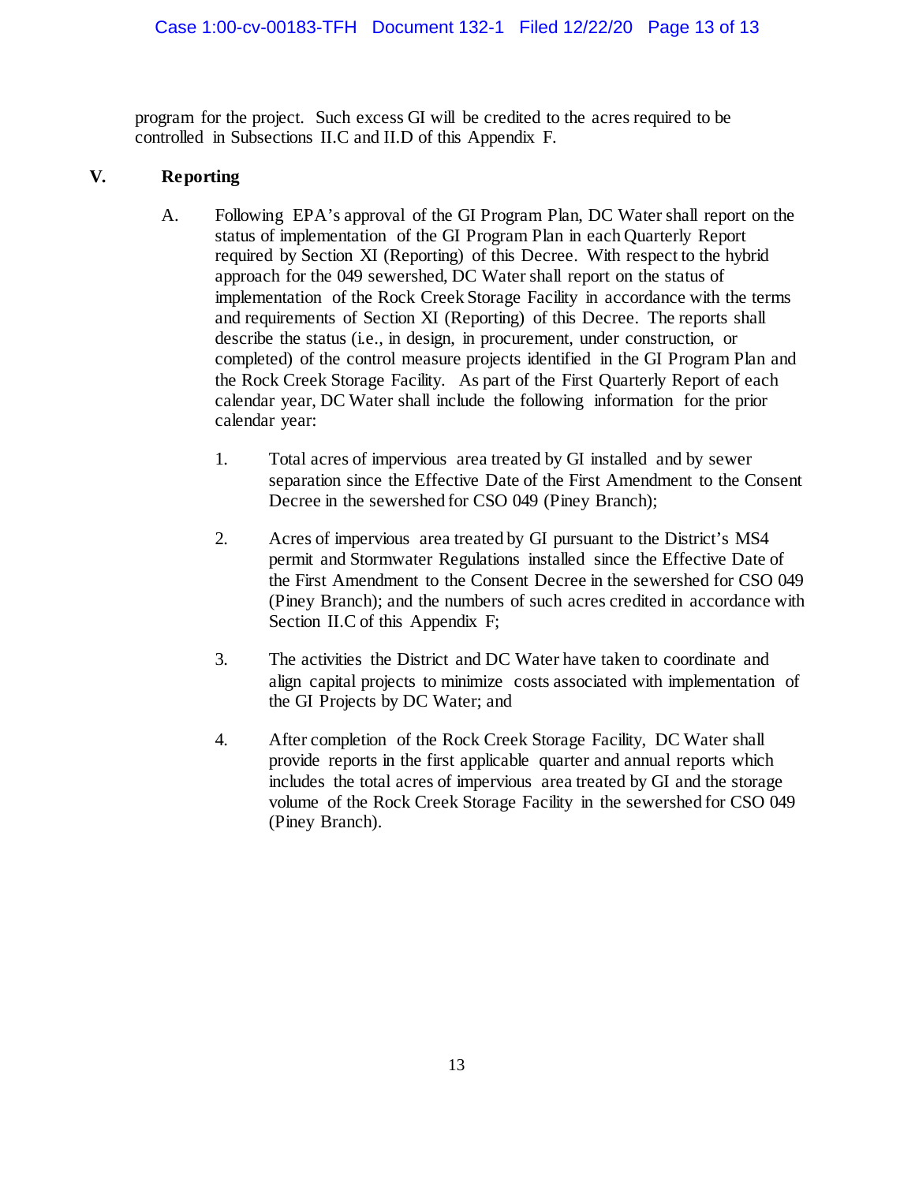program for the project. Such excess GI will be credited to the acres required to be controlled in Subsections II.C and II.D of this Appendix F.

## V. Reporting

A. Following EPA's approval of the GI Program Plan, DC Water shall report on the status of implementation of the GI Program Plan in each Quarterly Report required by Section XI (Reporting) of this Decree. With respect to the hybrid approach for the 049 sewershed, DC Water shall report on the status of implementation of the Rock Creek Storage Facility in accordance with the terms and requirements of Section XI (Reporting) of this Decree. The reports shall describe the status (i.e., in design, in procurement, under construction, or completed) of the control measure projects identified in the GI Program Plan and the Rock Creek Storage Facility. As part of the First Quarterly Report of each calendar year, DC Water shall include the following information for the prior calendar year:

1. Total acres of impervious area treated by GI installed and by sewer separation since the Effective Date of the First Amendment to the Consent Decree in the sewershed for CSO 049 (Piney Branch);

2. Acres of impervious area treated by GI pursuant to the District's MS4 permit and Stormwater Regulations installed since the Effective Date of the First Amendment to the Consent Decree in the sewershed for CSO 049 (Piney Branch); and the numbers of such acres credited in accordance with Section II.C of this Appendix F;

3. The activities the District and DC Water have taken to coordinate and align capital projects to minimize costs associated with implementation of the GI Projects by DC Water; and

4. After completion of the Rock Creek Storage Facility, DC Water shall provide reports in the first applicable quarter and annual reports which includes the total acres of impervious area treated by GI and the storage volume of the Rock Creek Storage Facility in the sewershed for CSO 049 (Piney Branch).